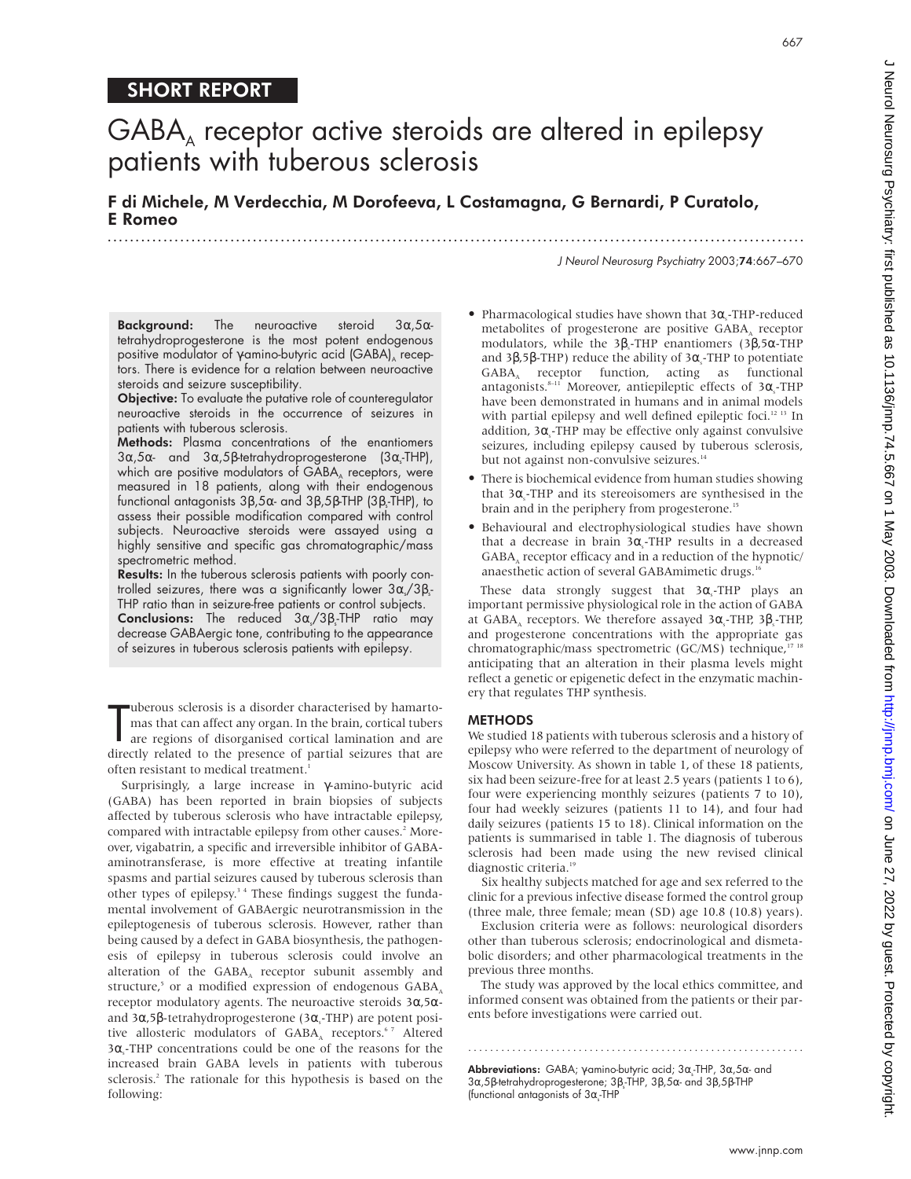SHORT REPORT

# $GABA_A$ receptor active steroids are altered in epilepsy patients with tuberous sclerosis

**F di Michele, M Verdecchia, M Dorofeeva, L Costamagna, G Bernardi, P Curatolo, E Romeo**

**Background:** The neuroactive steroid 3α,5α-tetrahydroprogesterone is the most potent endogenous positive modulator of γ-amino-butyric acid $(GABA)_A$ receptors. There is evidence for a relation between neuroactive steroids and seizure susceptibility.

**Objective:** To evaluate the putative role of counteregulator neuroactive steroids in the occurrence of seizures in patients with tuberous sclerosis.

**Methods:** Plasma concentrations of the enantiomers 3α,5α- and 3α,5β-tetrahydroprogesterone ($3\alpha_s$-THP), which are positive modulators of $GABA_A$ receptors, were measured in 18 patients, along with their endogenous functional antagonists 3β,5α- and 3β,5β-THP ($3\beta_s$-THP), to assess their possible modification compared with control subjects. Neuroactive steroids were assayed using a highly sensitive and specific gas chromatographic/mass spectrometric method.

**Results:** In the tuberous sclerosis patients with poorly controlled seizures, there was a significantly lower $3\alpha_s/3\beta_s$-THP ratio than in seizure-free patients or control subjects.

**Conclusions:** The reduced $3\alpha_s/3\beta_s$-THP ratio may decrease GABAergic tone, contributing to the appearance of seizures in tuberous sclerosis patients with epilepsy.

Tuberous sclerosis is a disorder characterised by hamartomas that can affect any organ. In the brain, cortical tubers are regions of disorganised cortical lamination and are directly related to the presence of partial seizures that are often resistant to medical treatment.[1]

Surprisingly, a large increase in γ-amino-butyric acid (GABA) has been reported in brain biopsies of subjects affected by tuberous sclerosis who have intractable epilepsy, compared with intractable epilepsy from other causes.[2] Moreover, vigabatrin, a specific and irreversible inhibitor of GABA-aminotransferase, is more effective at treating infantile spasms and partial seizures caused by tuberous sclerosis than other types of epilepsy.[3 4] These findings suggest the fundamental involvement of GABAergic neurotransmission in the epileptogenesis of tuberous sclerosis. However, rather than being caused by a defect in GABA biosynthesis, the pathogenesis of epilepsy in tuberous sclerosis could involve an alteration of the $GABA_A$ receptor subunit assembly and structure,[5] or a modified expression of endogenous $GABA_A$ receptor modulatory agents. The neuroactive steroids 3α,5α- and 3α,5β-tetrahydroprogesterone ($3\alpha_s$-THP) are positive allosteric modulators of $GABA_A$ receptors.[6 7] Altered $3\alpha_s$-THP concentrations could be one of the reasons for the increased brain GABA levels in patients with tuberous sclerosis.[2] The rationale for this hypothesis is based on the following:

- Pharmacological studies have shown that $3\alpha_s$-THP-reduced metabolites of progesterone are positive $GABA_A$ receptor modulators, while the $3\beta_s$-THP enantiomers (3β,5α-THP and 3β,5β-THP) reduce the ability of $3\alpha_s$-THP to potentiate $GABA_A$ receptor function, acting as functional antagonists.[8–11] Moreover, antiepileptic effects of $3\alpha_s$-THP have been demonstrated in humans and in animal models with partial epilepsy and well defined epileptic foci.[12 13] In addition, $3\alpha_s$-THP may be effective only against convulsive seizures, including epilepsy caused by tuberous sclerosis, but not against non-convulsive seizures.[14]
- There is biochemical evidence from human studies showing that $3\alpha_s$-THP and its stereoisomers are synthesised in the brain and in the periphery from progesterone.[15]
- Behavioural and electrophysiological studies have shown that a decrease in brain $3\alpha_s$-THP results in a decreased $GABA_A$ receptor efficacy and in a reduction of the hypnotic/anaesthetic action of several GABAmimetic drugs.[16]

These data strongly suggest that $3\alpha_s$-THP plays an important permissive physiological role in the action of GABA at $GABA_A$ receptors. We therefore assayed $3\alpha_s$-THP, $3\beta_s$-THP, and progesterone concentrations with the appropriate gas chromatographic/mass spectrometric (GC/MS) technique,[17 18] anticipating that an alteration in their plasma levels might reflect a genetic or epigenetic defect in the enzymatic machinery that regulates THP synthesis.

## METHODS

We studied 18 patients with tuberous sclerosis and a history of epilepsy who were referred to the department of neurology of Moscow University. As shown in table 1, of these 18 patients, six had been seizure-free for at least 2.5 years (patients 1 to 6), four were experiencing monthly seizures (patients 7 to 10), four had weekly seizures (patients 11 to 14), and four had daily seizures (patients 15 to 18). Clinical information on the patients is summarised in table 1. The diagnosis of tuberous sclerosis had been made using the new revised clinical diagnostic criteria.[19]

Six healthy subjects matched for age and sex referred to the clinic for a previous infective disease formed the control group (three male, three female; mean (SD) age 10.8 (10.8) years).

Exclusion criteria were as follows: neurological disorders other than tuberous sclerosis; endocrinological and dismetabolic disorders; and other pharmacological treatments in the previous three months.

The study was approved by the local ethics committee, and informed consent was obtained from the patients or their parents before investigations were carried out.

**Abbreviations:** GABA; γ-amino-butyric acid; $3\alpha_s$-THP, 3α,5α- and 3α,5β-tetrahydroprogesterone; $3\beta_s$-THP, 3β,5α- and 3β,5β-THP (functional antagonists of $3\alpha_s$-THP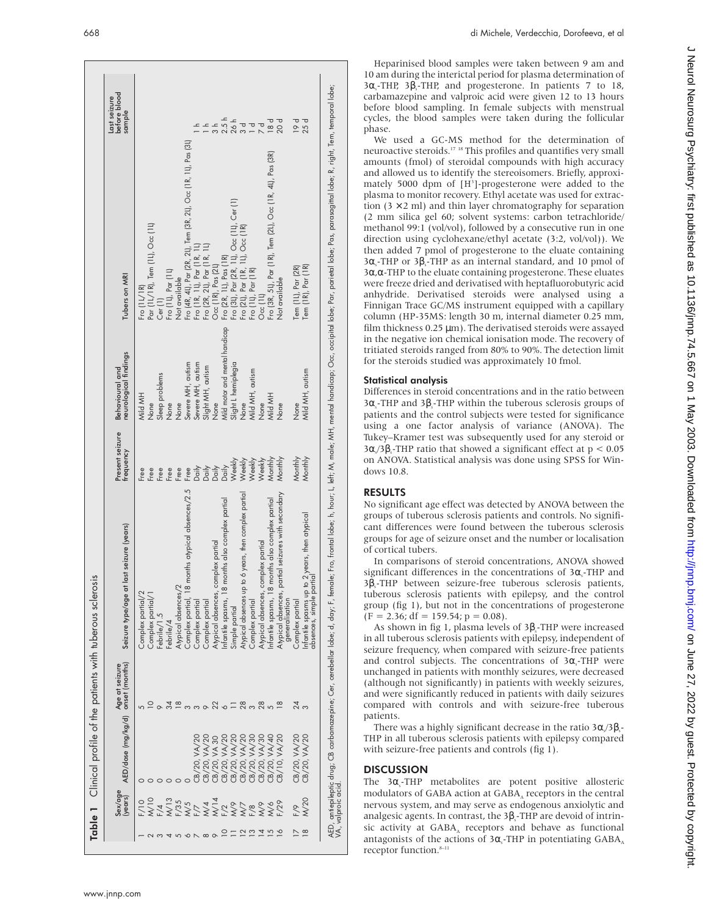**Table 1** Clinical profile of the patients with tuberous sclerosis

| | Sex/age (years) | AED/dose (mg/kg/d) | Age at seizure onset (months) | Seizure type/age at last seizure (years) | Present seizure frequency | Behavioural and neurological findings | Tubers on MRI | Last seizure before blood sample |
|---|---|---|---|---|---|---|---|---|
| 1 | F/10 | 0 | 5 | Complex partial/2 | Free | Mild MH | Fro (1L/1R) | |
| 2 | M/10 | 0 | 10 | Complex partial/1 | Free | None | Par (1L/1R), Tem (1L), Occ (1L) | |
| 3 | F/4 | 0 | 9 | Febrile/1.5 | Free | Sleep problems | Cer (1) | |
| 4 | M/13 | 0 | 34 | Febrile/4 | Free | None | Fro (1L), Par (1L) | |
| 5 | F/35 | 0 | 18 | Atypical absences/2 | Free | None | Not available | |
| 6 | M/5 | 0 | 3 | Complex partial, 18 months atypical absences/2.5 | Free | Severe MH, autism | Fro (4R, 4L), Par (2R, 2L), Tem (3R, 2L), Occ (1R, 1L), Pas (3L) | |
| 7 | F/7 | CB/20, VA/20 | 3 | Complex partial | Daily | Severe MH, autism | Fro (1R, 1L), Par (1R, 1L) | 1 h |
| 8 | M/4 | CB/20, VA/20 | 9 | Complex partial | Daily | Slight MH, autism | Fro (2R, 2L), Par (1R, 1L) | 1 h |
| 9 | M/14 | CB/20, VA 30 | 22 | Atypical absences, complex partial | Daily | None | Occ (1R), Pas (2L) | 3 h |
| 10 | F/2 | CB/20, VA/20 | 6 | Infantile spasms, 18 months also complex partial | Daily | Mild motor and mental handicap | Fro (2R, 1L), Pas (1R) | 2.5 h |
| 11 | M/9 | CB/20, VA/20 | 11 | Simple partial | Weekly | Slight L hemiplegia | Fro (3L), Par (2R, 1L), Occ (1L), Cer (1) | 26 h |
| 12 | M/7 | CB/20, VA/20 | 28 | Atypical absences up to 6 years, then complex partial | Weekly | None | Fro (2L), Par (1R, 1L), Occ (1R) | 3 d |
| 13 | F/8 | CB/20, VA/30 | 3 | Complex partial | Weekly | Mild MH, autism | Fro (1L), Par (1R) | 1 d |
| 14 | M/9 | CB/20, VA/30 | 28 | Atypical absences, complex partial | Weekly | None | Occ (1L) | 7 d |
| 15 | M/6 | CB/20, VA/40 | 5 | Infantile spasms, 18 months also complex partial | Monthly | Mild MH | Fro (3R, 5L), Par (1R), Tem (2L), Occ (1R, 4L), Pas (3R) | 18 d |
| 16 | F/29 | CB/10, VA/20 | 18 | Atypical absences, partial seizures with secondary generalisation | Monthly | None | Not available | 20 d |
| 17 | F/9 | CB/20, VA/20 | 24 | Complex partial | Monthly | None | Tem (1L), Par (2R) | 19 d |
| 18 | M/20 | CB/20, VA/20 | 3 | Infantile spasms up to 2 years, then atypical absences, simple partial | Monthly | Mild MH, autism | Tem (1R), Par (1R) | 25 d |

AED, antiepileptic drug; CB carbamazepine; Cer, cerebellar lobe; d, day; F, female; Fro, frontal lobe; h, hour; L, left; M, male; MH, mental handicap; Occ, occipital lobe; Par, parietal lobe; Pas, parasagittal lobe; R, right, Tem, temporal lobe; VA, valproic acid.

Heparinised blood samples were taken between 9 am and 10 am during the interictal period for plasma determination of $3\alpha_5$-THP, $3\beta_5$-THP, and progesterone. In patients 7 to 18, carbamazepine and valproic acid were given 12 to 13 hours before blood sampling. In female subjects with menstrual cycles, the blood samples were taken during the follicular phase.

We used a GC-MS method for the determination of neuroactive steroids.[17 18] This profiles and quantifies very small amounts (fmol) of steroidal compounds with high accuracy and allowed us to identify the stereoisomers. Briefly, approximately 5000 dpm of [$H^3$]-progesterone were added to the plasma to monitor recovery. Ethyl acetate was used for extraction ($3 \times 2$ ml) and thin layer chromatography for separation (2 mm silica gel 60; solvent systems: carbon tetrachloride/methanol 99:1 (vol/vol), followed by a consecutive run in one direction using cyclohexane/ethyl acetate (3:2, vol/vol)). We then added 7 pmol of progesterone to the eluate containing $3\alpha_5$-THP or $3\beta_5$-THP as an internal standard, and 10 pmol of $3\alpha,\alpha$-THP to the eluate containing progesterone. These eluates were freeze dried and derivatised with heptafluorobutyric acid anhydride. Derivatised steroids were analysed using a Finnigan Trace GC/MS instrument equipped with a capillary column (HP-35MS: length 30 m, internal diameter 0.25 mm, film thickness 0.25 μm). The derivatised steroids were assayed in the negative ion chemical ionisation mode. The recovery of tritiated steroids ranged from 80% to 90%. The detection limit for the steroids studied was approximately 10 fmol.

### Statistical analysis

Differences in steroid concentrations and in the ratio between $3\alpha_5$-THP and $3\beta_5$-THP within the tuberous sclerosis groups of patients and the control subjects were tested for significance using a one factor analysis of variance (ANOVA). The Tukey–Kramer test was subsequently used for any steroid or $3\alpha_5/3\beta_5$-THP ratio that showed a significant effect at $p < 0.05$ on ANOVA. Statistical analysis was done using SPSS for Windows 10.8.

## RESULTS

No significant age effect was detected by ANOVA between the groups of tuberous sclerosis patients and controls. No significant differences were found between the tuberous sclerosis groups for age of seizure onset and the number or localisation of cortical tubers.

In comparisons of steroid concentrations, ANOVA showed significant differences in the concentrations of $3\alpha_5$-THP and $3\beta_5$-THP between seizure-free tuberous sclerosis patients, tuberous sclerosis patients with epilepsy, and the control group (fig 1), but not in the concentrations of progesterone ($F = 2.36$; $df = 159.54$; $p = 0.08$).

As shown in fig 1, plasma levels of $3\beta_5$-THP were increased in all tuberous sclerosis patients with epilepsy, independent of seizure frequency, when compared with seizure-free patients and control subjects. The concentrations of $3\alpha_5$-THP were unchanged in patients with monthly seizures, were decreased (although not significantly) in patients with weekly seizures, and were significantly reduced in patients with daily seizures compared with controls and with seizure-free tuberous patients.

There was a highly significant decrease in the ratio $3\alpha_5/3\beta_5$-THP in all tuberous sclerosis patients with epilepsy compared with seizure-free patients and controls (fig 1).

## DISCUSSION

The $3\alpha_5$-THP metabolites are potent positive allosteric modulators of GABA action at $GABA_A$ receptors in the central nervous system, and may serve as endogenous anxiolytic and analgesic agents. In contrast, the $3\beta_5$-THP are devoid of intrinsic activity at $GABA_A$ receptors and behave as functional antagonists of the actions of $3\alpha_5$-THP in potentiating $GABA_A$ receptor function.[8–11]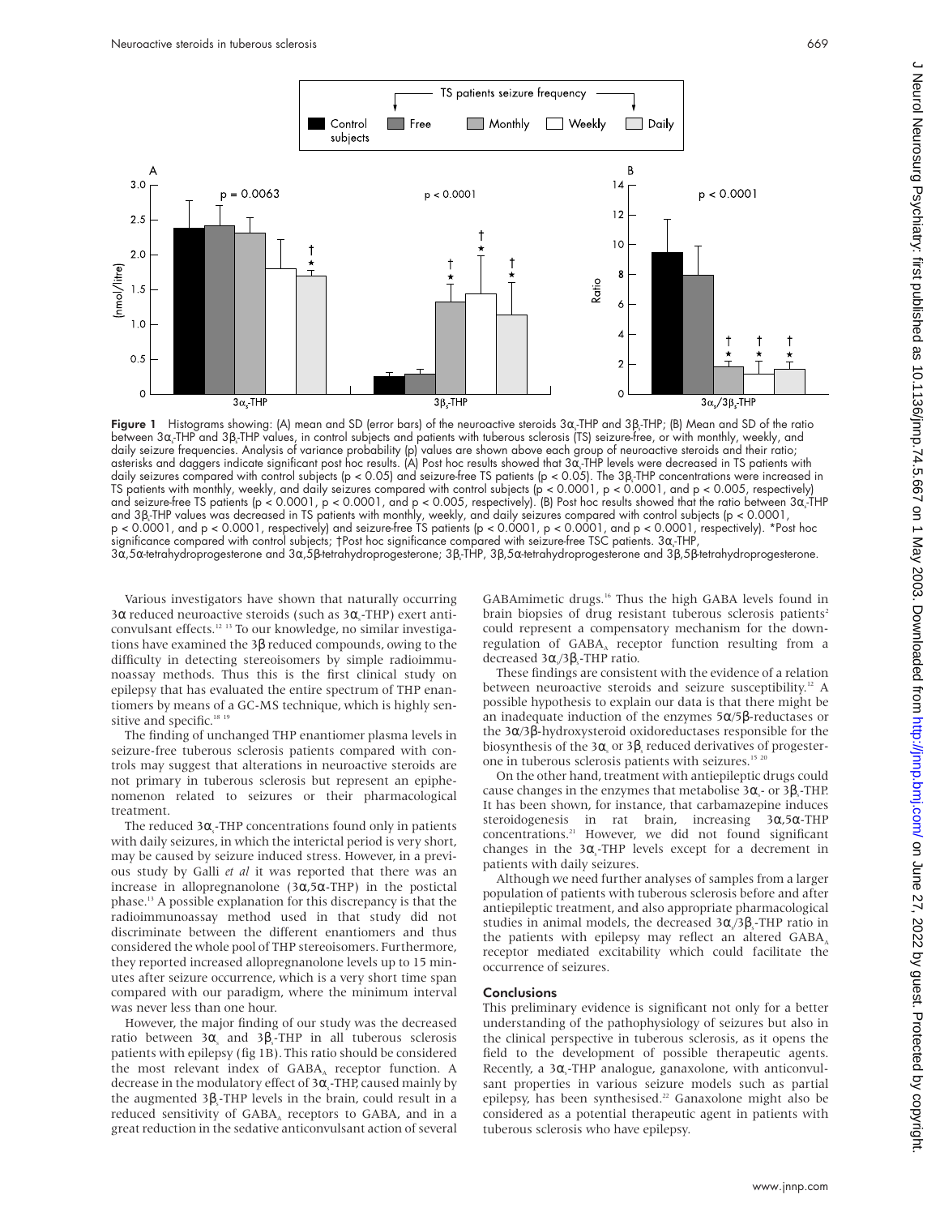**Figure 1** Histograms showing: (A) mean and SD (error bars) of the neuroactive steroids $3\alpha_s$-THP and $3\beta_s$-THP; (B) Mean and SD of the ratio between $3\alpha_s$-THP and $3\beta_s$-THP values, in control subjects and patients with tuberous sclerosis (TS) seizure-free, or with monthly, weekly, and daily seizure frequencies. Analysis of variance probability (p) values are shown above each group of neuroactive steroids and their ratio; asterisks and daggers indicate significant post hoc results. (A) Post hoc results showed that $3\alpha_s$-THP levels were decreased in TS patients with daily seizures compared with control subjects ($p < 0.05$) and seizure-free TS patients ($p < 0.05$). The $3\beta_s$-THP concentrations were increased in TS patients with monthly, weekly, and daily seizures compared with control subjects ($p < 0.0001$, $p < 0.0001$, and $p < 0.005$, respectively) and seizure-free TS patients ($p < 0.0001$, $p < 0.0001$, and $p < 0.005$, respectively). (B) Post hoc results showed that the ratio between $3\alpha_s$-THP and $3\beta_s$-THP values was decreased in TS patients with monthly, weekly, and daily seizures compared with control subjects ($p < 0.0001$, $p < 0.0001$, and $p < 0.0001$, respectively) and seizure-free TS patients ($p < 0.0001$, $p < 0.0001$, and $p < 0.0001$, respectively). *Post hoc significance compared with control subjects; †Post hoc significance compared with seizure-free TSC patients. $3\alpha_s$-THP, $3\alpha,5\alpha$-tetrahydroprogesterone and $3\alpha,5\beta$-tetrahydroprogesterone; $3\beta_s$-THP, $3\beta,5\alpha$-tetrahydroprogesterone and $3\beta,5\beta$-tetrahydroprogesterone.

Various investigators have shown that naturally occurring $3\alpha$ reduced neuroactive steroids (such as $3\alpha_s$-THP) exert anticonvulsant effects.[12,13] To our knowledge, no similar investigations have examined the $3\beta$ reduced compounds, owing to the difficulty in detecting stereoisomers by simple radioimmunoassay methods. Thus this is the first clinical study on epilepsy that has evaluated the entire spectrum of THP enantiomers by means of a GC-MS technique, which is highly sensitive and specific.[18,19]

The finding of unchanged THP enantiomer plasma levels in seizure-free tuberous sclerosis patients compared with controls may suggest that alterations in neuroactive steroids are not primary in tuberous sclerosis but represent an epiphenomenon related to seizures or their pharmacological treatment.

The reduced $3\alpha_s$-THP concentrations found only in patients with daily seizures, in which the interictal period is very short, may be caused by seizure induced stress. However, in a previous study by Galli *et al* it was reported that there was an increase in allopregnanolone ($3\alpha,5\alpha$-THP) in the postictal phase.[13] A possible explanation for this discrepancy is that the radioimmunoassay method used in that study did not discriminate between the different enantiomers and thus considered the whole pool of THP stereoisomers. Furthermore, they reported increased allopregnanolone levels up to 15 minutes after seizure occurrence, which is a very short time span compared with our paradigm, where the minimum interval was never less than one hour.

However, the major finding of our study was the decreased ratio between $3\alpha_s$ and $3\beta_s$-THP in all tuberous sclerosis patients with epilepsy (fig 1B). This ratio should be considered the most relevant index of $GABA_A$ receptor function. A decrease in the modulatory effect of $3\alpha_s$-THP, caused mainly by the augmented $3\beta_s$-THP levels in the brain, could result in a reduced sensitivity of $GABA_A$ receptors to GABA, and in a great reduction in the sedative anticonvulsant action of several GABAmimetic drugs.[16] Thus the high GABA levels found in brain biopsies of drug resistant tuberous sclerosis patients[2] could represent a compensatory mechanism for the downregulation of $GABA_A$ receptor function resulting from a decreased $3\alpha_s/3\beta_s$-THP ratio.

These findings are consistent with the evidence of a relation between neuroactive steroids and seizure susceptibility.[12] A possible hypothesis to explain our data is that there might be an inadequate induction of the enzymes $5\alpha/5\beta$-reductases or the $3\alpha/3\beta$-hydroxysteroid oxidoreductases responsible for the biosynthesis of the $3\alpha_s$ or $3\beta_s$ reduced derivatives of progesterone in tuberous sclerosis patients with seizures.[15,20]

On the other hand, treatment with antiepileptic drugs could cause changes in the enzymes that metabolise $3\alpha_s$- or $3\beta_s$-THP. It has been shown, for instance, that carbamazepine induces steroidogenesis in rat brain, increasing $3\alpha,5\alpha$-THP concentrations.[21] However, we did not find significant changes in the $3\alpha_s$-THP levels except for a decrement in patients with daily seizures.

Although we need further analyses of samples from a larger population of patients with tuberous sclerosis before and after antiepileptic treatment, and also appropriate pharmacological studies in animal models, the decreased $3\alpha_s/3\beta_s$-THP ratio in the patients with epilepsy may reflect an altered $GABA_A$ receptor mediated excitability which could facilitate the occurrence of seizures.

## Conclusions

This preliminary evidence is significant not only for a better understanding of the pathophysiology of seizures but also in the clinical perspective in tuberous sclerosis, as it opens the field to the development of possible therapeutic agents. Recently, a $3\alpha_s$-THP analogue, ganaxolone, with anticonvulsant properties in various seizure models such as partial epilepsy, has been synthesised.[22] Ganaxolone might also be considered as a potential therapeutic agent in patients with tuberous sclerosis who have epilepsy.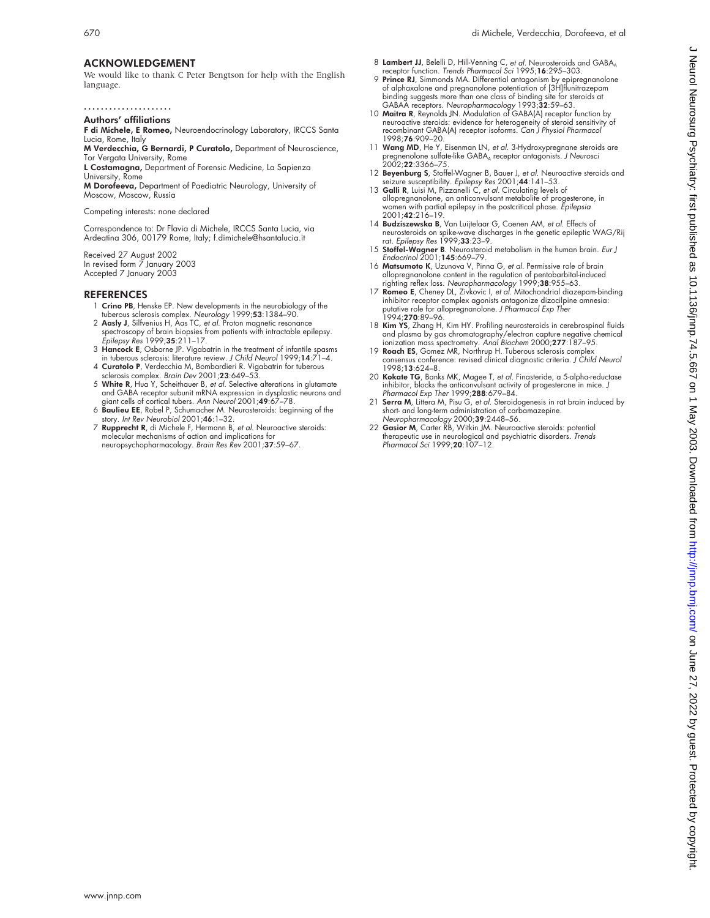## ACKNOWLEDGEMENT

We would like to thank C Peter Bengtson for help with the English language.

### Authors' affiliations

**F di Michele, E Romeo,** Neuroendocrinology Laboratory, IRCCS Santa Lucia, Rome, Italy

**M Verdecchia, G Bernardi, P Curatolo,** Department of Neuroscience, Tor Vergata University, Rome

**L Costamagna,** Department of Forensic Medicine, La Sapienza University, Rome

**M Dorofeeva,** Department of Paediatric Neurology, University of Moscow, Moscow, Russia

Competing interests: none declared

Correspondence to: Dr Flavia di Michele, IRCCS Santa Lucia, via Ardeatina 306, 00179 Rome, Italy; f.dimichele@hsantalucia.it

Received 27 August 2002
In revised form 7 January 2003
Accepted 7 January 2003

## REFERENCES

1. **Crino PB**, Henske EP. New developments in the neurobiology of the tuberous sclerosis complex. *Neurology* 1999;**53**:1384–90.
2. **Aasly J**, Silfvenius H, Aas TC, *et al*. Proton magnetic resonance spectroscopy of brain biopsies from patients with intractable epilepsy. *Epilepsy Res* 1999;**35**:211–17.
3. **Hancock E**, Osborne JP. Vigabatrin in the treatment of infantile spasms in tuberous sclerosis: literature review. *J Child Neurol* 1999;**14**:71–4.
4. **Curatolo P**, Verdecchia M, Bombardieri R. Vigabatrin for tuberous sclerosis complex. *Brain Dev* 2001;**23**:649–53.
5. **White R**, Hua Y, Scheithauer B, *et al*. Selective alterations in glutamate and GABA receptor subunit mRNA expression in dysplastic neurons and giant cells of cortical tubers. *Ann Neurol* 2001;**49**:67–78.
6. **Baulieu EE**, Robel P, Schumacher M. Neurosteroids: beginning of the story. *Int Rev Neurobiol* 2001;**46**:1–32.
7. **Rupprecht R**, di Michele F, Hermann B, *et al*. Neuroactive steroids: molecular mechanisms of action and implications for neuropsychopharmacology. *Brain Res Rev* 2001;**37**:59–67.
8. **Lambert JJ**, Belelli D, Hill-Venning C, *et al*. Neurosteroids and $GABA_A$ receptor function. *Trends Pharmacol Sci* 1995;**16**:295–303.
9. **Prince RJ**, Simmonds MA. Differential antagonism by epipregnanolone of alphaxalone and pregnanolone potentiation of [3H]flunitrazepam binding suggests more than one class of binding site for steroids at GABAA receptors. *Neuropharmacology* 1993;**32**:59–63.
10. **Maitra R**, Reynolds JN. Modulation of GABA(A) receptor function by neuroactive steroids: evidence for heterogeneity of steroid sensitivity of recombinant GABA(A) receptor isoforms. *Can J Physiol Pharmacol* 1998;**76**:909–20.
11. **Wang MD**, He Y, Eisenman LN, *et al*. 3-Hydroxypregnane steroids are pregnenolone sulfate-like $GABA_A$ receptor antagonists. *J Neurosci* 2002;**22**:3366–75.
12. **Beyenburg S**, Stoffel-Wagner B, Bauer J, *et al*. Neuroactive steroids and seizure susceptibility. *Epilepsy Res* 2001;**44**:141–53.
13. **Galli R**, Luisi M, Pizzanelli C, *et al*. Circulating levels of allopregnanolone, an anticonvulsant metabolite of progesterone, in women with partial epilepsy in the postcritical phase. *Epilepsia* 2001;**42**:216–19.
14. **Budziszewska B**, Van Luijtelaar G, Coenen AM, *et al*. Effects of neurosteroids on spike-wave discharges in the genetic epileptic WAG/Rij rat. *Epilepsy Res* 1999;**33**:23–9.
15. **Stoffel-Wagner B**. Neurosteroid metabolism in the human brain. *Eur J Endocrinol* 2001;**145**:669–79.
16. **Matsumoto K**, Uzunova V, Pinna G, *et al*. Permissive role of brain allopregnanolone content in the regulation of pentobarbital-induced righting reflex loss. *Neuropharmacology* 1999;**38**:955–63.
17. **Romeo E**, Cheney DL, Zivkovic I, *et al*. Mitochondrial diazepam-binding inhibitor receptor complex agonists antagonize dizocilpine amnesia: putative role for allopregnanolone. *J Pharmacol Exp Ther* 1994;**270**:89–96.
18. **Kim YS**, Zhang H, Kim HY. Profiling neurosteroids in cerebrospinal fluids and plasma by gas chromatography/electron capture negative chemical ionization mass spectrometry. *Anal Biochem* 2000;**277**:187–95.
19. **Roach ES**, Gomez MR, Northrup H. Tuberous sclerosis complex consensus conference: revised clinical diagnostic criteria. *J Child Neurol* 1998;**13**:624–8.
20. **Kokate TG**, Banks MK, Magee T, *et al*. Finasteride, a 5-alpha-reductase inhibitor, blocks the anticonvulsant activity of progesterone in mice. *J Pharmacol Exp Ther* 1999;**288**:679–84.
21. **Serra M**, Littera M, Pisu G, *et al*. Steroidogenesis in rat brain induced by short- and long-term administration of carbamazepine. *Neuropharmacology* 2000;**39**:2448–56.
22. **Gasior M**, Carter RB, Witkin JM. Neuroactive steroids: potential therapeutic use in neurological and psychiatric disorders. *Trends Pharmacol Sci* 1999;**20**:107–12.